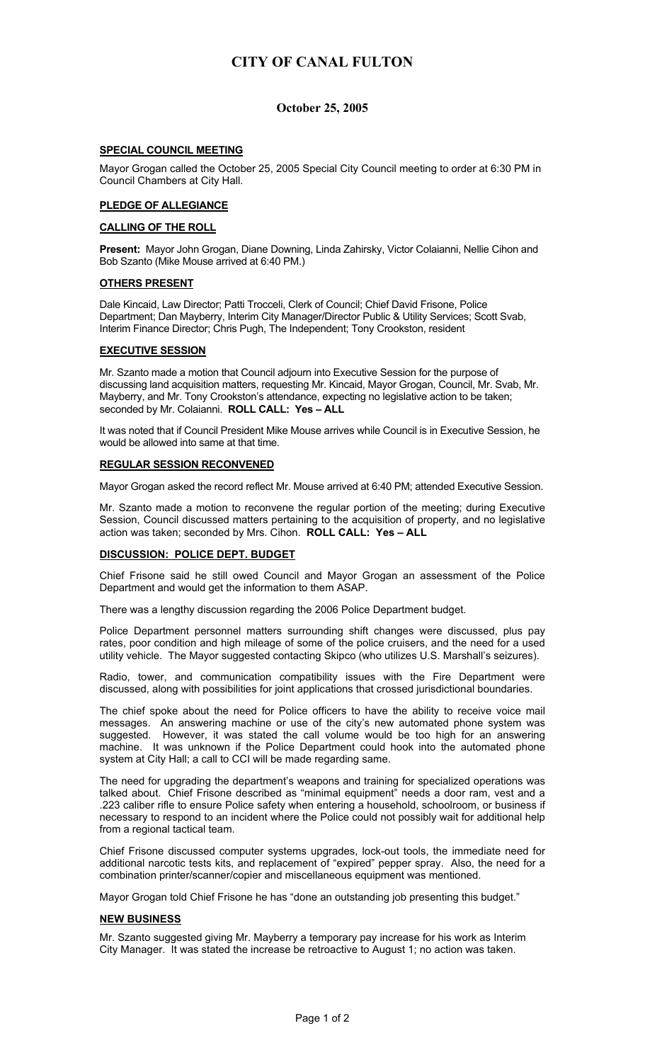# CITY OF CANAL FULTON

## October 25, 2005

### SPECIAL COUNCIL MEETING

Mayor Grogan called the October 25, 2005 Special City Council meeting to order at 6:30 PM in Council Chambers at City Hall.

### PLEDGE OF ALLEGIANCE

### CALLING OF THE ROLL

**Present:** Mayor John Grogan, Diane Downing, Linda Zahirsky, Victor Colaianni, Nellie Cihon and Bob Szanto (Mike Mouse arrived at 6:40 PM.)

### OTHERS PRESENT

Dale Kincaid, Law Director; Patti Trocceli, Clerk of Council; Chief David Frisone, Police Department; Dan Mayberry, Interim City Manager/Director Public & Utility Services; Scott Svab, Interim Finance Director; Chris Pugh, The Independent; Tony Crookston, resident

### EXECUTIVE SESSION

Mr. Szanto made a motion that Council adjourn into Executive Session for the purpose of discussing land acquisition matters, requesting Mr. Kincaid, Mayor Grogan, Council, Mr. Svab, Mr. Mayberry, and Mr. Tony Crookston's attendance, expecting no legislative action to be taken; seconded by Mr. Colaianni. **ROLL CALL: Yes – ALL**

It was noted that if Council President Mike Mouse arrives while Council is in Executive Session, he would be allowed into same at that time.

### REGULAR SESSION RECONVENED

Mayor Grogan asked the record reflect Mr. Mouse arrived at 6:40 PM; attended Executive Session.

Mr. Szanto made a motion to reconvene the regular portion of the meeting; during Executive Session, Council discussed matters pertaining to the acquisition of property, and no legislative action was taken; seconded by Mrs. Cihon. **ROLL CALL: Yes – ALL**

### DISCUSSION: POLICE DEPT. BUDGET

Chief Frisone said he still owed Council and Mayor Grogan an assessment of the Police Department and would get the information to them ASAP.

There was a lengthy discussion regarding the 2006 Police Department budget.

Police Department personnel matters surrounding shift changes were discussed, plus pay rates, poor condition and high mileage of some of the police cruisers, and the need for a used utility vehicle. The Mayor suggested contacting Skipco (who utilizes U.S. Marshall's seizures).

Radio, tower, and communication compatibility issues with the Fire Department were discussed, along with possibilities for joint applications that crossed jurisdictional boundaries.

The chief spoke about the need for Police officers to have the ability to receive voice mail messages. An answering machine or use of the city's new automated phone system was suggested. However, it was stated the call volume would be too high for an answering machine. It was unknown if the Police Department could hook into the automated phone system at City Hall; a call to CCI will be made regarding same.

The need for upgrading the department's weapons and training for specialized operations was talked about. Chief Frisone described as "minimal equipment" needs a door ram, vest and a .223 caliber rifle to ensure Police safety when entering a household, schoolroom, or business if necessary to respond to an incident where the Police could not possibly wait for additional help from a regional tactical team.

Chief Frisone discussed computer systems upgrades, lock-out tools, the immediate need for additional narcotic tests kits, and replacement of "expired" pepper spray. Also, the need for a combination printer/scanner/copier and miscellaneous equipment was mentioned.

Mayor Grogan told Chief Frisone he has "done an outstanding job presenting this budget."

### NEW BUSINESS

Mr. Szanto suggested giving Mr. Mayberry a temporary pay increase for his work as Interim City Manager. It was stated the increase be retroactive to August 1; no action was taken.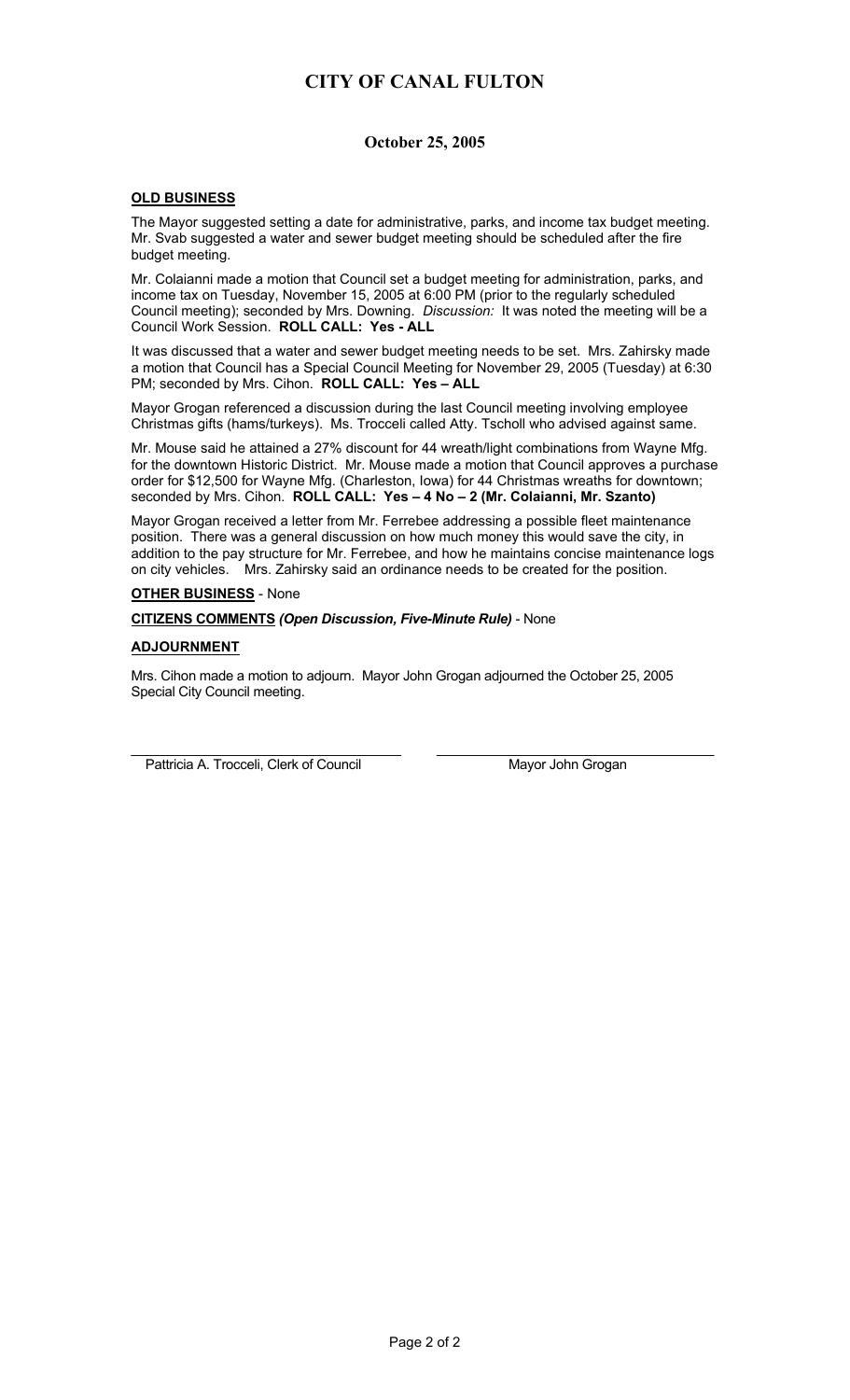# CITY OF CANAL FULTON

### October 25, 2005

**OLD BUSINESS**

The Mayor suggested setting a date for administrative, parks, and income tax budget meeting. Mr. Svab suggested a water and sewer budget meeting should be scheduled after the fire budget meeting.

Mr. Colaianni made a motion that Council set a budget meeting for administration, parks, and income tax on Tuesday, November 15, 2005 at 6:00 PM (prior to the regularly scheduled Council meeting); seconded by Mrs. Downing. *Discussion:* It was noted the meeting will be a Council Work Session. **ROLL CALL: Yes - ALL**

It was discussed that a water and sewer budget meeting needs to be set. Mrs. Zahirsky made a motion that Council has a Special Council Meeting for November 29, 2005 (Tuesday) at 6:30 PM; seconded by Mrs. Cihon. **ROLL CALL: Yes – ALL**

Mayor Grogan referenced a discussion during the last Council meeting involving employee Christmas gifts (hams/turkeys). Ms. Trocceli called Atty. Tscholl who advised against same.

Mr. Mouse said he attained a 27% discount for 44 wreath/light combinations from Wayne Mfg. for the downtown Historic District. Mr. Mouse made a motion that Council approves a purchase order for $12,500 for Wayne Mfg. (Charleston, Iowa) for 44 Christmas wreaths for downtown; seconded by Mrs. Cihon. **ROLL CALL: Yes – 4 No – 2 (Mr. Colaianni, Mr. Szanto)**

Mayor Grogan received a letter from Mr. Ferrebee addressing a possible fleet maintenance position. There was a general discussion on how much money this would save the city, in addition to the pay structure for Mr. Ferrebee, and how he maintains concise maintenance logs on city vehicles. Mrs. Zahirsky said an ordinance needs to be created for the position.

**OTHER BUSINESS** - None

**CITIZENS COMMENTS** ***(Open Discussion, Five-Minute Rule)*** - None

**ADJOURNMENT**

Mrs. Cihon made a motion to adjourn. Mayor John Grogan adjourned the October 25, 2005 Special City Council meeting.

Pattricia A. Trocceli, Clerk of Council

Mayor John Grogan